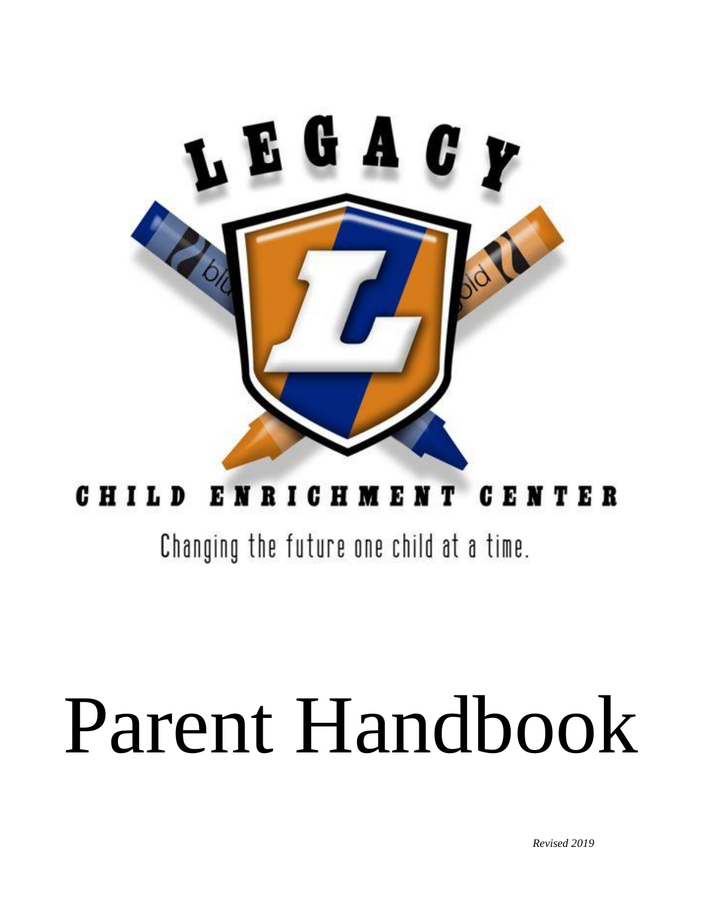LEGACY

CHILD ENRICHMENT CENTER

Changing the future one child at a time.

# Parent Handbook

*Revised 2019*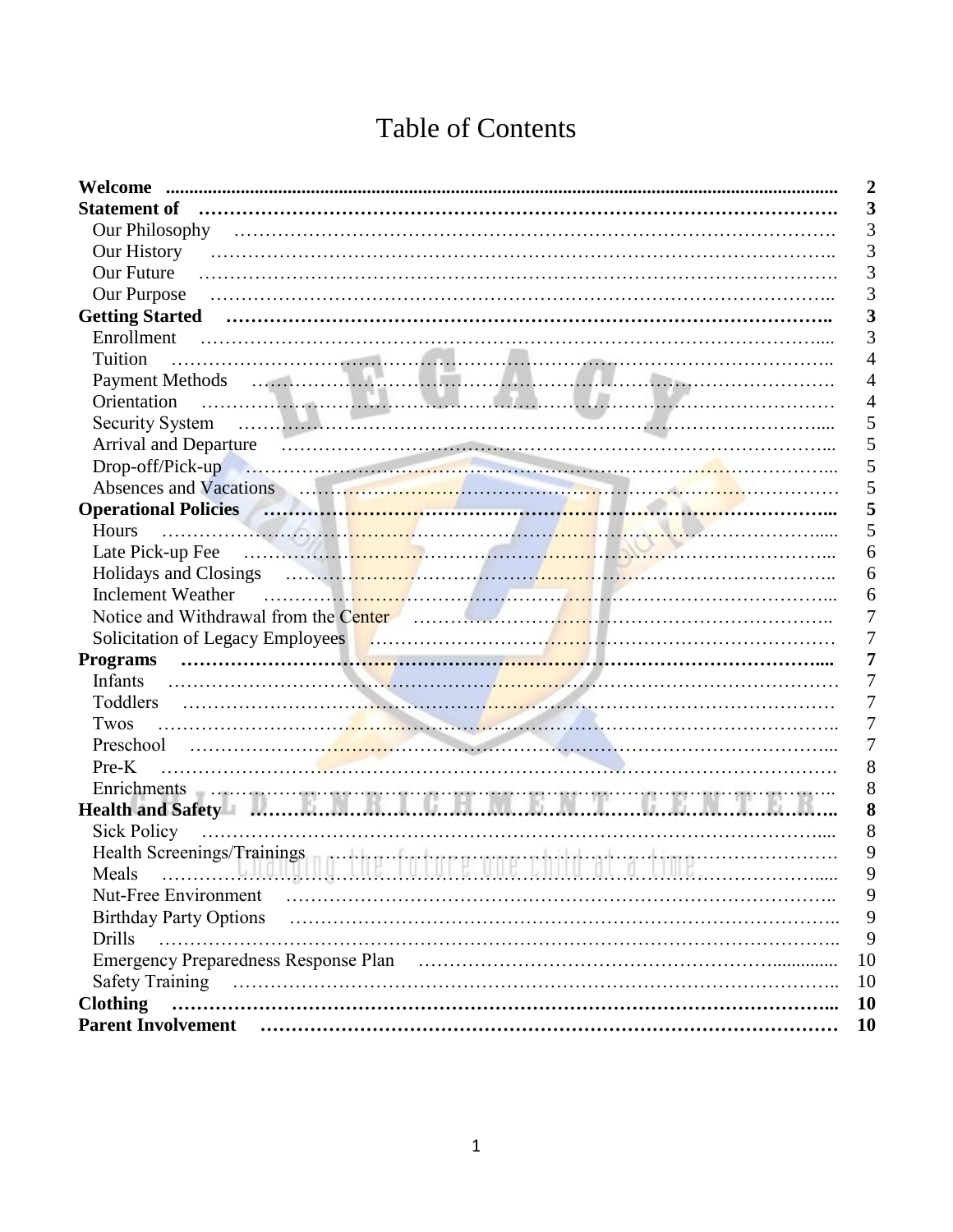# Table of Contents

| | |
|---|---|
| **Welcome** | **2** |
| **Statement of** | **3** |
| Our Philosophy | 3 |
| Our History | 3 |
| Our Future | 3 |
| Our Purpose | 3 |
| **Getting Started** | **3** |
| Enrollment | 3 |
| Tuition | 4 |
| Payment Methods | 4 |
| Orientation | 4 |
| Security System | 5 |
| Arrival and Departure | 5 |
| Drop-off/Pick-up | 5 |
| Absences and Vacations | 5 |
| **Operational Policies** | **5** |
| Hours | 5 |
| Late Pick-up Fee | 6 |
| Holidays and Closings | 6 |
| Inclement Weather | 6 |
| Notice and Withdrawal from the Center | 7 |
| Solicitation of Legacy Employees | 7 |
| **Programs** | **7** |
| Infants | 7 |
| Toddlers | 7 |
| Twos | 7 |
| Preschool | 7 |
| Pre-K | 8 |
| Enrichments | 8 |
| **Health and Safety** | **8** |
| Sick Policy | 8 |
| Health Screenings/Trainings | 9 |
| Meals | 9 |
| Nut-Free Environment | 9 |
| Birthday Party Options | 9 |
| Drills | 9 |
| Emergency Preparedness Response Plan | 10 |
| Safety Training | 10 |
| **Clothing** | **10** |
| **Parent Involvement** | **10** |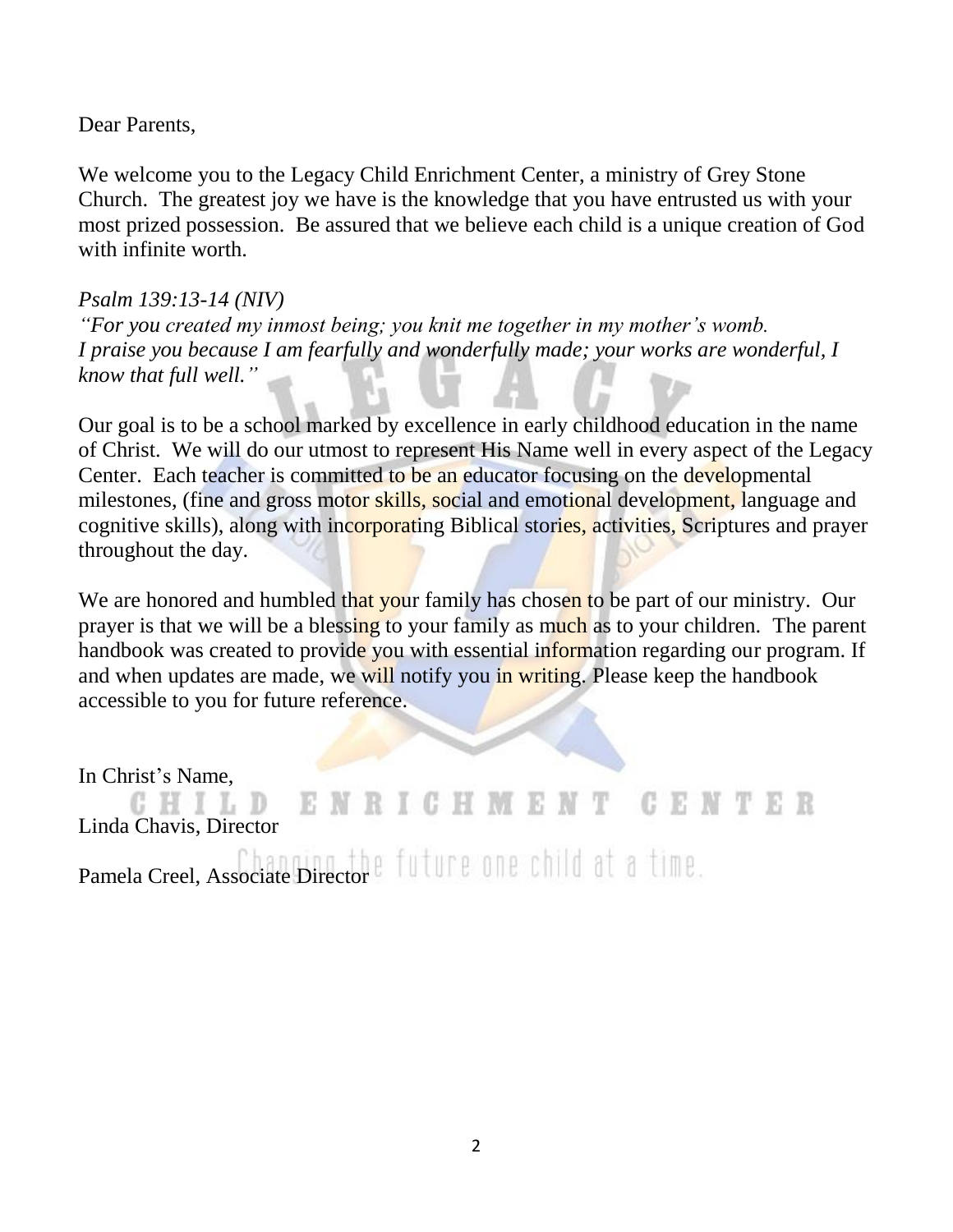Dear Parents,

We welcome you to the Legacy Child Enrichment Center, a ministry of Grey Stone Church. The greatest joy we have is the knowledge that you have entrusted us with your most prized possession. Be assured that we believe each child is a unique creation of God with infinite worth.

*Psalm 139:13-14 (NIV)*
*"For you created my inmost being; you knit me together in my mother's womb. I praise you because I am fearfully and wonderfully made; your works are wonderful, I know that full well."*

Our goal is to be a school marked by excellence in early childhood education in the name of Christ. We will do our utmost to represent His Name well in every aspect of the Legacy Center. Each teacher is committed to be an educator focusing on the developmental milestones, (fine and gross motor skills, social and emotional development, language and cognitive skills), along with incorporating Biblical stories, activities, Scriptures and prayer throughout the day.

We are honored and humbled that your family has chosen to be part of our ministry. Our prayer is that we will be a blessing to your family as much as to your children. The parent handbook was created to provide you with essential information regarding our program. If and when updates are made, we will notify you in writing. Please keep the handbook accessible to you for future reference.

In Christ's Name,

Linda Chavis, Director

Pamela Creel, Associate Director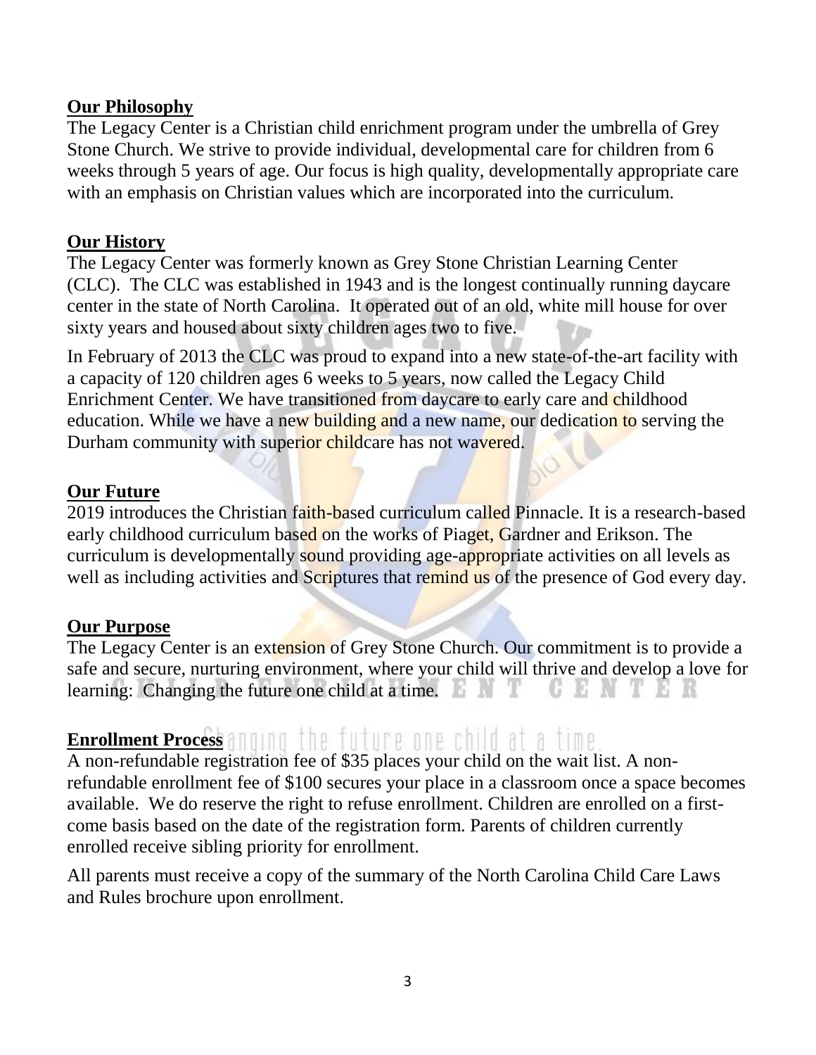## Our Philosophy

The Legacy Center is a Christian child enrichment program under the umbrella of Grey Stone Church. We strive to provide individual, developmental care for children from 6 weeks through 5 years of age. Our focus is high quality, developmentally appropriate care with an emphasis on Christian values which are incorporated into the curriculum.

## Our History

The Legacy Center was formerly known as Grey Stone Christian Learning Center (CLC). The CLC was established in 1943 and is the longest continually running daycare center in the state of North Carolina. It operated out of an old, white mill house for over sixty years and housed about sixty children ages two to five.

In February of 2013 the CLC was proud to expand into a new state-of-the-art facility with a capacity of 120 children ages 6 weeks to 5 years, now called the Legacy Child Enrichment Center. We have transitioned from daycare to early care and childhood education. While we have a new building and a new name, our dedication to serving the Durham community with superior childcare has not wavered.

## Our Future

2019 introduces the Christian faith-based curriculum called Pinnacle. It is a research-based early childhood curriculum based on the works of Piaget, Gardner and Erikson. The curriculum is developmentally sound providing age-appropriate activities on all levels as well as including activities and Scriptures that remind us of the presence of God every day.

## Our Purpose

The Legacy Center is an extension of Grey Stone Church. Our commitment is to provide a safe and secure, nurturing environment, where your child will thrive and develop a love for learning: Changing the future one child at a time.

## Enrollment Process

A non-refundable registration fee of $35 places your child on the wait list. A non-refundable enrollment fee of $100 secures your place in a classroom once a space becomes available. We do reserve the right to refuse enrollment. Children are enrolled on a first-come basis based on the date of the registration form. Parents of children currently enrolled receive sibling priority for enrollment.

All parents must receive a copy of the summary of the North Carolina Child Care Laws and Rules brochure upon enrollment.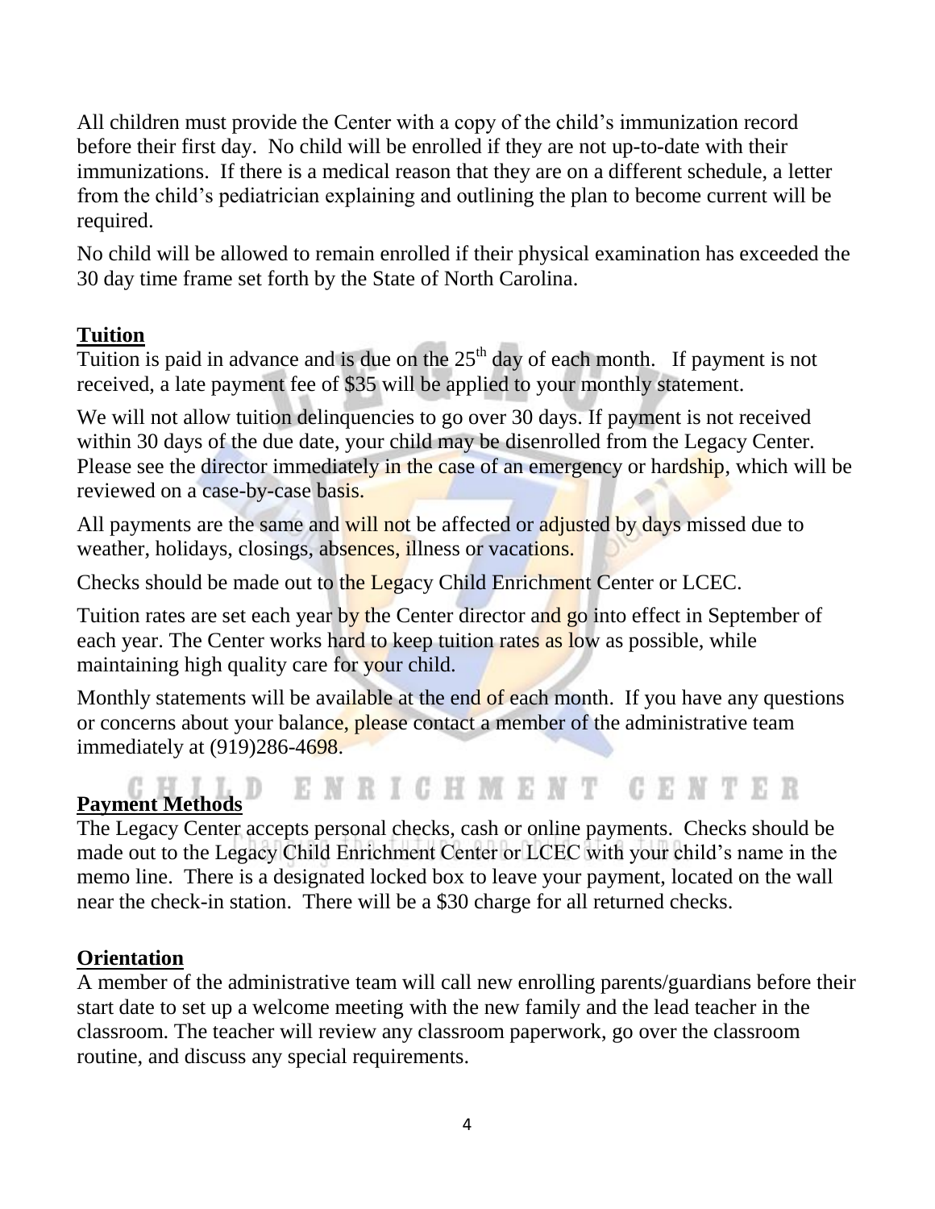All children must provide the Center with a copy of the child's immunization record before their first day. No child will be enrolled if they are not up-to-date with their immunizations. If there is a medical reason that they are on a different schedule, a letter from the child's pediatrician explaining and outlining the plan to become current will be required.

No child will be allowed to remain enrolled if their physical examination has exceeded the 30 day time frame set forth by the State of North Carolina.

## Tuition

Tuition is paid in advance and is due on the 25th day of each month. If payment is not received, a late payment fee of $35 will be applied to your monthly statement.

We will not allow tuition delinquencies to go over 30 days. If payment is not received within 30 days of the due date, your child may be disenrolled from the Legacy Center. Please see the director immediately in the case of an emergency or hardship, which will be reviewed on a case-by-case basis.

All payments are the same and will not be affected or adjusted by days missed due to weather, holidays, closings, absences, illness or vacations.

Checks should be made out to the Legacy Child Enrichment Center or LCEC.

Tuition rates are set each year by the Center director and go into effect in September of each year. The Center works hard to keep tuition rates as low as possible, while maintaining high quality care for your child.

Monthly statements will be available at the end of each month. If you have any questions or concerns about your balance, please contact a member of the administrative team immediately at (919)286-4698.

## Payment Methods

The Legacy Center accepts personal checks, cash or online payments. Checks should be made out to the Legacy Child Enrichment Center or LCEC with your child's name in the memo line. There is a designated locked box to leave your payment, located on the wall near the check-in station. There will be a $30 charge for all returned checks.

## Orientation

A member of the administrative team will call new enrolling parents/guardians before their start date to set up a welcome meeting with the new family and the lead teacher in the classroom. The teacher will review any classroom paperwork, go over the classroom routine, and discuss any special requirements.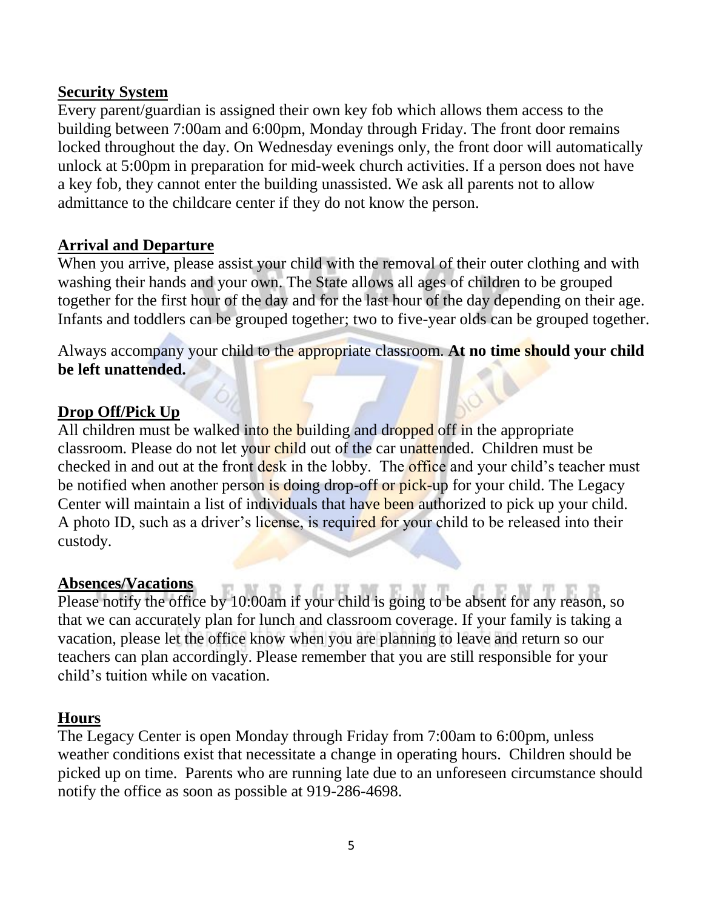## Security System

Every parent/guardian is assigned their own key fob which allows them access to the building between 7:00am and 6:00pm, Monday through Friday. The front door remains locked throughout the day. On Wednesday evenings only, the front door will automatically unlock at 5:00pm in preparation for mid-week church activities. If a person does not have a key fob, they cannot enter the building unassisted. We ask all parents not to allow admittance to the childcare center if they do not know the person.

## Arrival and Departure

When you arrive, please assist your child with the removal of their outer clothing and with washing their hands and your own. The State allows all ages of children to be grouped together for the first hour of the day and for the last hour of the day depending on their age. Infants and toddlers can be grouped together; two to five-year olds can be grouped together.

Always accompany your child to the appropriate classroom. **At no time should your child be left unattended.**

## Drop Off/Pick Up

All children must be walked into the building and dropped off in the appropriate classroom. Please do not let your child out of the car unattended. Children must be checked in and out at the front desk in the lobby. The office and your child's teacher must be notified when another person is doing drop-off or pick-up for your child. The Legacy Center will maintain a list of individuals that have been authorized to pick up your child. A photo ID, such as a driver's license, is required for your child to be released into their custody.

## Absences/Vacations

Please notify the office by 10:00am if your child is going to be absent for any reason, so that we can accurately plan for lunch and classroom coverage. If your family is taking a vacation, please let the office know when you are planning to leave and return so our teachers can plan accordingly. Please remember that you are still responsible for your child's tuition while on vacation.

## Hours

The Legacy Center is open Monday through Friday from 7:00am to 6:00pm, unless weather conditions exist that necessitate a change in operating hours. Children should be picked up on time. Parents who are running late due to an unforeseen circumstance should notify the office as soon as possible at 919-286-4698.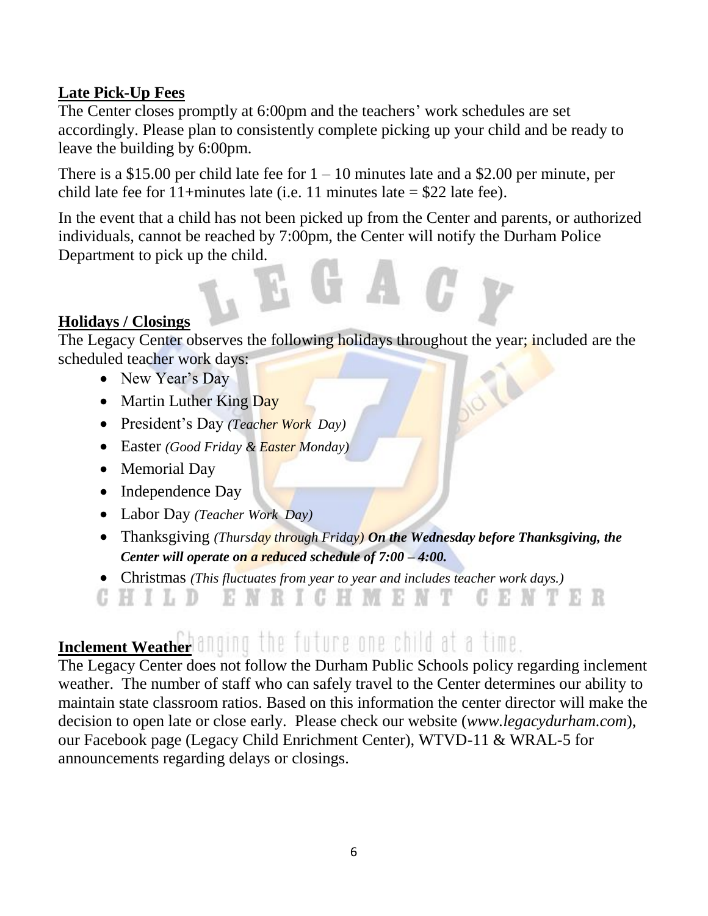**Late Pick-Up Fees**

The Center closes promptly at 6:00pm and the teachers' work schedules are set accordingly. Please plan to consistently complete picking up your child and be ready to leave the building by 6:00pm.

There is a $15.00 per child late fee for 1 – 10 minutes late and a $2.00 per minute, per child late fee for 11+minutes late (i.e. 11 minutes late = $22 late fee).

In the event that a child has not been picked up from the Center and parents, or authorized individuals, cannot be reached by 7:00pm, the Center will notify the Durham Police Department to pick up the child.

**Holidays / Closings**

The Legacy Center observes the following holidays throughout the year; included are the scheduled teacher work days:

- New Year's Day
- Martin Luther King Day
- President's Day *(Teacher Work Day)*
- Easter *(Good Friday & Easter Monday)*
- Memorial Day
- Independence Day
- Labor Day *(Teacher Work Day)*
- Thanksgiving *(Thursday through Friday)* ***On the Wednesday before Thanksgiving, the Center will operate on a reduced schedule of 7:00 – 4:00.***
- Christmas *(This fluctuates from year to year and includes teacher work days.)*

**Inclement Weather**

The Legacy Center does not follow the Durham Public Schools policy regarding inclement weather. The number of staff who can safely travel to the Center determines our ability to maintain state classroom ratios. Based on this information the center director will make the decision to open late or close early. Please check our website (*www.legacydurham.com*), our Facebook page (Legacy Child Enrichment Center), WTVD-11 & WRAL-5 for announcements regarding delays or closings.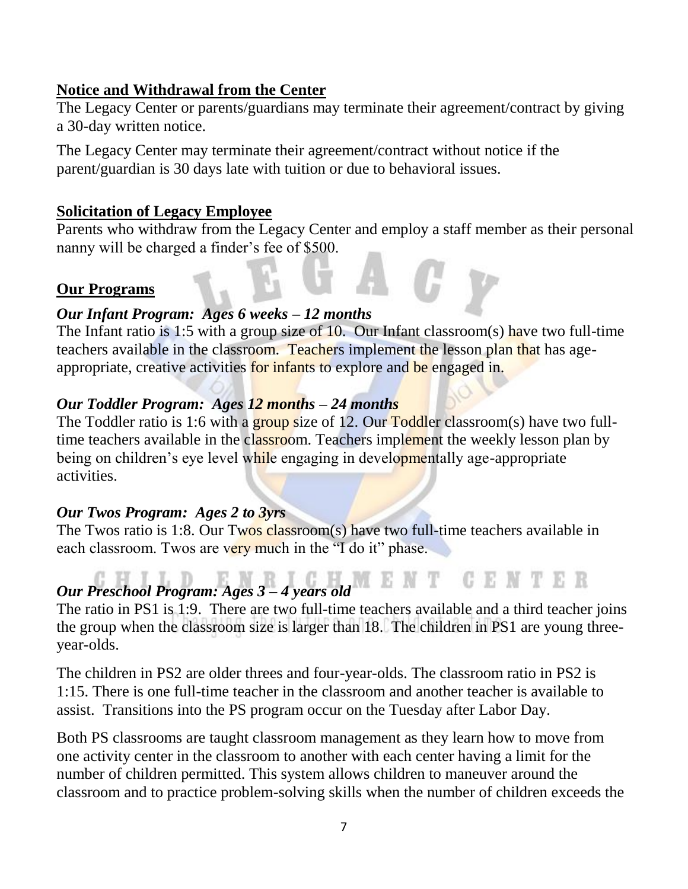## Notice and Withdrawal from the Center

The Legacy Center or parents/guardians may terminate their agreement/contract by giving a 30-day written notice.

The Legacy Center may terminate their agreement/contract without notice if the parent/guardian is 30 days late with tuition or due to behavioral issues.

## Solicitation of Legacy Employee

Parents who withdraw from the Legacy Center and employ a staff member as their personal nanny will be charged a finder's fee of $500.

## Our Programs

### *Our Infant Program: Ages 6 weeks – 12 months*

The Infant ratio is 1:5 with a group size of 10. Our Infant classroom(s) have two full-time teachers available in the classroom. Teachers implement the lesson plan that has age-appropriate, creative activities for infants to explore and be engaged in.

### *Our Toddler Program: Ages 12 months – 24 months*

The Toddler ratio is 1:6 with a group size of 12. Our Toddler classroom(s) have two full-time teachers available in the classroom. Teachers implement the weekly lesson plan by being on children's eye level while engaging in developmentally age-appropriate activities.

### *Our Twos Program: Ages 2 to 3yrs*

The Twos ratio is 1:8. Our Twos classroom(s) have two full-time teachers available in each classroom. Twos are very much in the "I do it" phase.

### *Our Preschool Program: Ages 3 – 4 years old*

The ratio in PS1 is 1:9. There are two full-time teachers available and a third teacher joins the group when the classroom size is larger than 18. The children in PS1 are young three-year-olds.

The children in PS2 are older threes and four-year-olds. The classroom ratio in PS2 is 1:15. There is one full-time teacher in the classroom and another teacher is available to assist. Transitions into the PS program occur on the Tuesday after Labor Day.

Both PS classrooms are taught classroom management as they learn how to move from one activity center in the classroom to another with each center having a limit for the number of children permitted. This system allows children to maneuver around the classroom and to practice problem-solving skills when the number of children exceeds the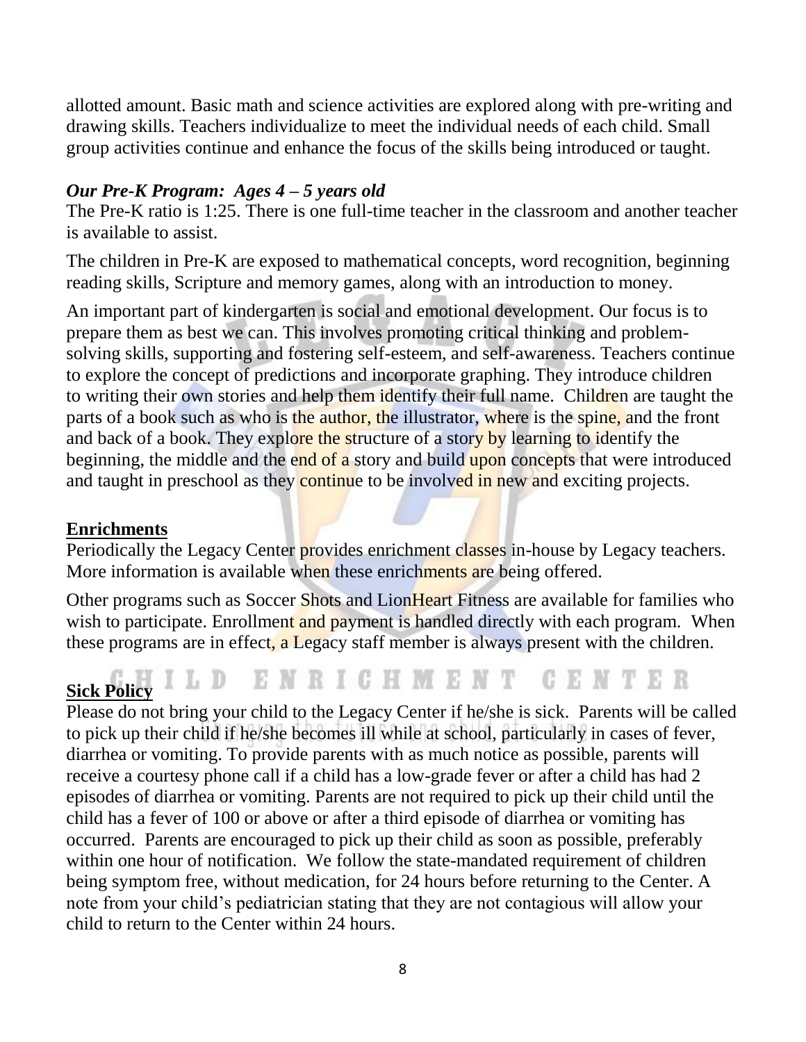allotted amount. Basic math and science activities are explored along with pre-writing and drawing skills. Teachers individualize to meet the individual needs of each child. Small group activities continue and enhance the focus of the skills being introduced or taught.

***Our Pre-K Program: Ages 4 – 5 years old***

The Pre-K ratio is 1:25. There is one full-time teacher in the classroom and another teacher is available to assist.

The children in Pre-K are exposed to mathematical concepts, word recognition, beginning reading skills, Scripture and memory games, along with an introduction to money.

An important part of kindergarten is social and emotional development. Our focus is to prepare them as best we can. This involves promoting critical thinking and problem-solving skills, supporting and fostering self-esteem, and self-awareness. Teachers continue to explore the concept of predictions and incorporate graphing. They introduce children to writing their own stories and help them identify their full name. Children are taught the parts of a book such as who is the author, the illustrator, where is the spine, and the front and back of a book. They explore the structure of a story by learning to identify the beginning, the middle and the end of a story and build upon concepts that were introduced and taught in preschool as they continue to be involved in new and exciting projects.

**Enrichments**

Periodically the Legacy Center provides enrichment classes in-house by Legacy teachers. More information is available when these enrichments are being offered.

Other programs such as Soccer Shots and LionHeart Fitness are available for families who wish to participate. Enrollment and payment is handled directly with each program. When these programs are in effect, a Legacy staff member is always present with the children.

**Sick Policy**

Please do not bring your child to the Legacy Center if he/she is sick. Parents will be called to pick up their child if he/she becomes ill while at school, particularly in cases of fever, diarrhea or vomiting. To provide parents with as much notice as possible, parents will receive a courtesy phone call if a child has a low-grade fever or after a child has had 2 episodes of diarrhea or vomiting. Parents are not required to pick up their child until the child has a fever of 100 or above or after a third episode of diarrhea or vomiting has occurred. Parents are encouraged to pick up their child as soon as possible, preferably within one hour of notification. We follow the state-mandated requirement of children being symptom free, without medication, for 24 hours before returning to the Center. A note from your child's pediatrician stating that they are not contagious will allow your child to return to the Center within 24 hours.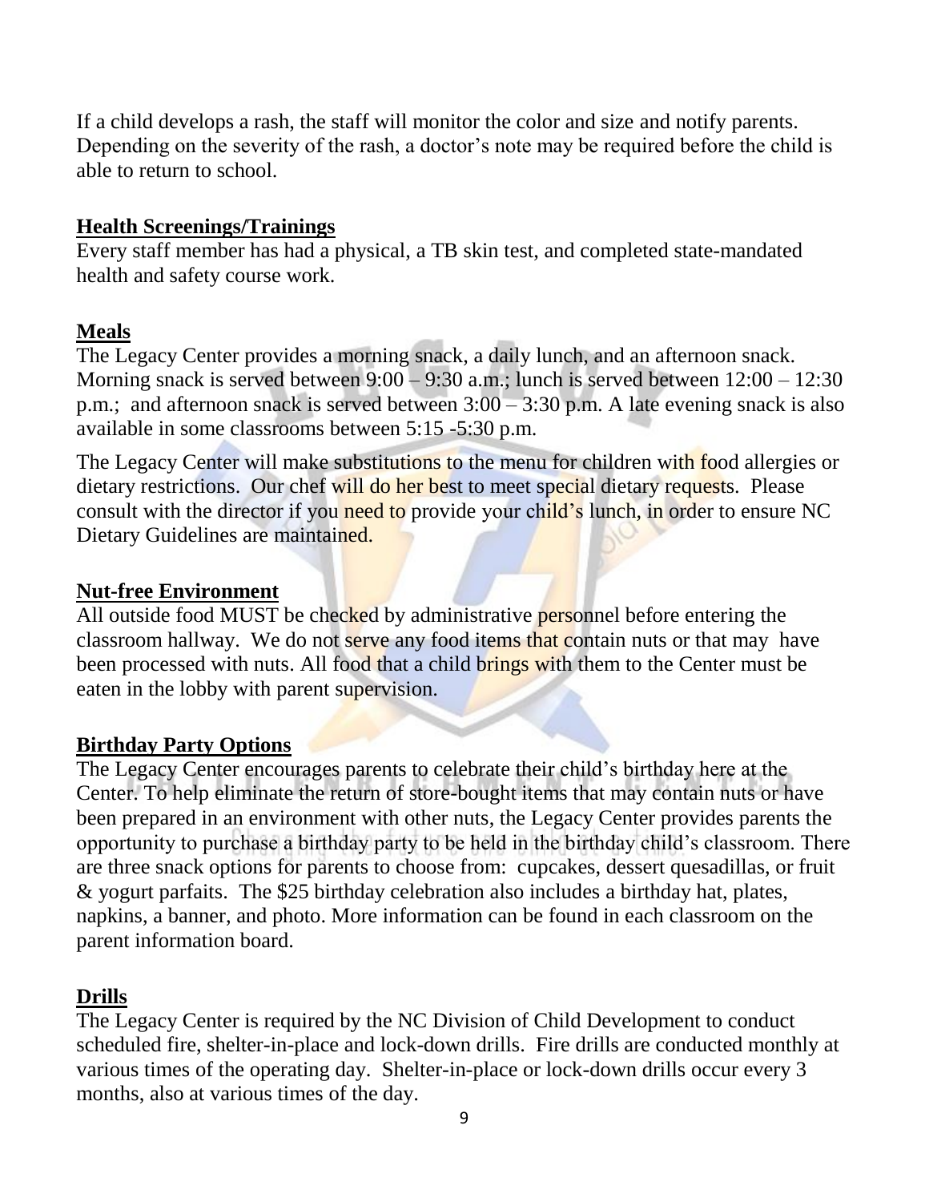If a child develops a rash, the staff will monitor the color and size and notify parents. Depending on the severity of the rash, a doctor's note may be required before the child is able to return to school.

## Health Screenings/Trainings

Every staff member has had a physical, a TB skin test, and completed state-mandated health and safety course work.

## Meals

The Legacy Center provides a morning snack, a daily lunch, and an afternoon snack. Morning snack is served between 9:00 – 9:30 a.m.; lunch is served between 12:00 – 12:30 p.m.; and afternoon snack is served between 3:00 – 3:30 p.m. A late evening snack is also available in some classrooms between 5:15 -5:30 p.m.

The Legacy Center will make substitutions to the menu for children with food allergies or dietary restrictions. Our chef will do her best to meet special dietary requests. Please consult with the director if you need to provide your child's lunch, in order to ensure NC Dietary Guidelines are maintained.

## Nut-free Environment

All outside food MUST be checked by administrative personnel before entering the classroom hallway. We do not serve any food items that contain nuts or that may have been processed with nuts. All food that a child brings with them to the Center must be eaten in the lobby with parent supervision.

## Birthday Party Options

The Legacy Center encourages parents to celebrate their child's birthday here at the Center. To help eliminate the return of store-bought items that may contain nuts or have been prepared in an environment with other nuts, the Legacy Center provides parents the opportunity to purchase a birthday party to be held in the birthday child's classroom. There are three snack options for parents to choose from: cupcakes, dessert quesadillas, or fruit & yogurt parfaits. The $25 birthday celebration also includes a birthday hat, plates, napkins, a banner, and photo. More information can be found in each classroom on the parent information board.

## Drills

The Legacy Center is required by the NC Division of Child Development to conduct scheduled fire, shelter-in-place and lock-down drills. Fire drills are conducted monthly at various times of the operating day. Shelter-in-place or lock-down drills occur every 3 months, also at various times of the day.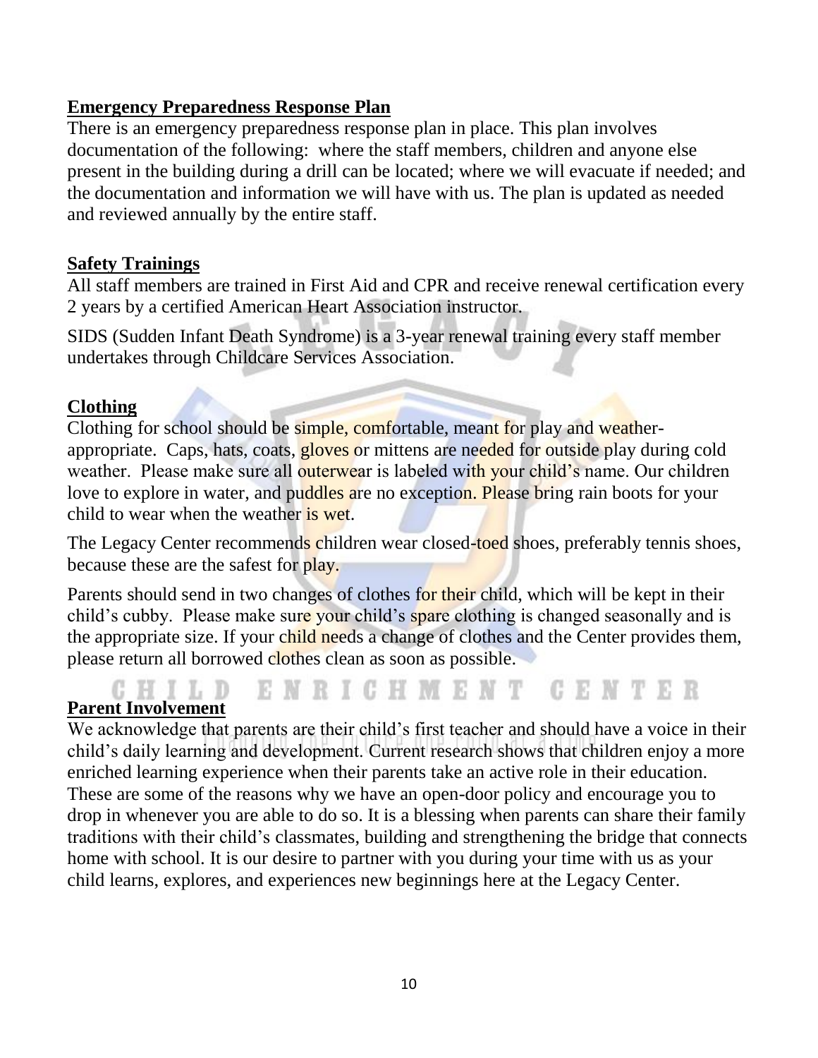## Emergency Preparedness Response Plan

There is an emergency preparedness response plan in place. This plan involves documentation of the following: where the staff members, children and anyone else present in the building during a drill can be located; where we will evacuate if needed; and the documentation and information we will have with us. The plan is updated as needed and reviewed annually by the entire staff.

## Safety Trainings

All staff members are trained in First Aid and CPR and receive renewal certification every 2 years by a certified American Heart Association instructor.

SIDS (Sudden Infant Death Syndrome) is a 3-year renewal training every staff member undertakes through Childcare Services Association.

## Clothing

Clothing for school should be simple, comfortable, meant for play and weather-appropriate. Caps, hats, coats, gloves or mittens are needed for outside play during cold weather. Please make sure all outerwear is labeled with your child's name. Our children love to explore in water, and puddles are no exception. Please bring rain boots for your child to wear when the weather is wet.

The Legacy Center recommends children wear closed-toed shoes, preferably tennis shoes, because these are the safest for play.

Parents should send in two changes of clothes for their child, which will be kept in their child's cubby. Please make sure your child's spare clothing is changed seasonally and is the appropriate size. If your child needs a change of clothes and the Center provides them, please return all borrowed clothes clean as soon as possible.

## Parent Involvement

We acknowledge that parents are their child's first teacher and should have a voice in their child's daily learning and development. Current research shows that children enjoy a more enriched learning experience when their parents take an active role in their education. These are some of the reasons why we have an open-door policy and encourage you to drop in whenever you are able to do so. It is a blessing when parents can share their family traditions with their child's classmates, building and strengthening the bridge that connects home with school. It is our desire to partner with you during your time with us as your child learns, explores, and experiences new beginnings here at the Legacy Center.